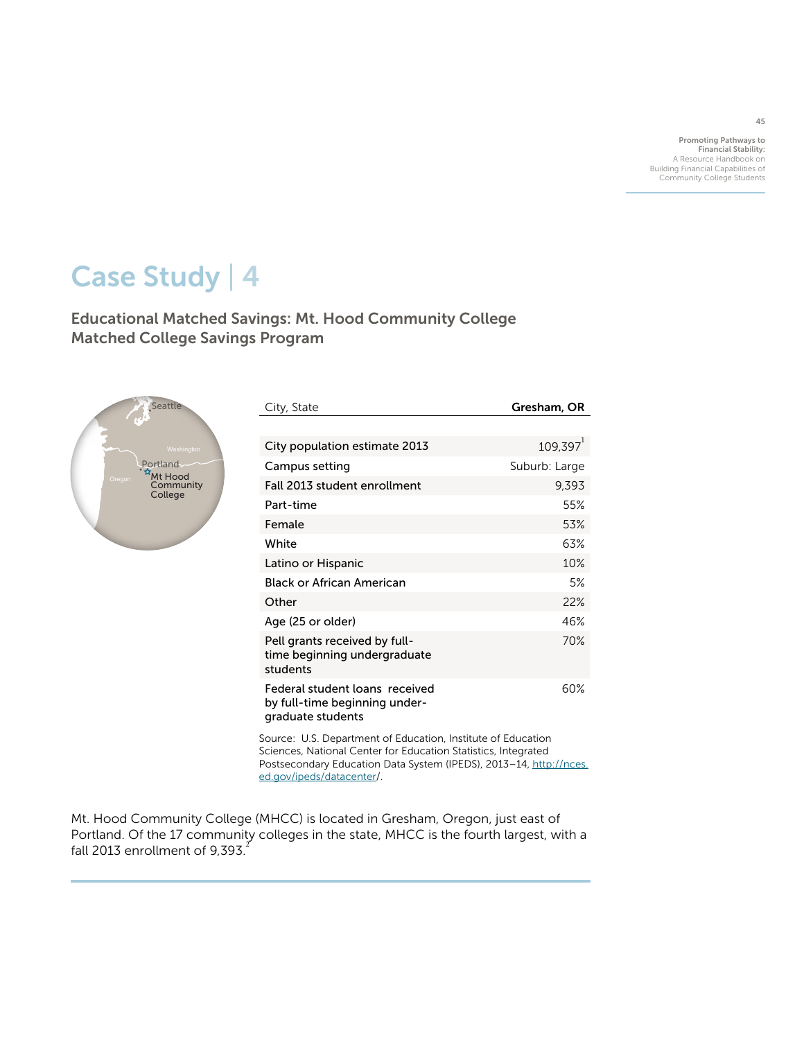# Case Study | 4

## Educational Matched Savings: Mt. Hood Community College Matched College Savings Program

| City, State | Gresham, OR |
|---|---|
| City population estimate 2013 | 109,397[1] |
| Campus setting | Suburb: Large |
| Fall 2013 student enrollment | 9,393 |
| Part-time | 55% |
| Female | 53% |
| White | 63% |
| Latino or Hispanic | 10% |
| Black or African American | 5% |
| Other | 22% |
| Age (25 or older) | 46% |
| Pell grants received by full-time beginning undergraduate students | 70% |
| Federal student loans received by full-time beginning undergraduate students | 60% |

Source: U.S. Department of Education, Institute of Education Sciences, National Center for Education Statistics, Integrated Postsecondary Education Data System (IPEDS), 2013–14, http://nces.ed.gov/ipeds/datacenter/.

Mt. Hood Community College (MHCC) is located in Gresham, Oregon, just east of Portland. Of the 17 community colleges in the state, MHCC is the fourth largest, with a fall 2013 enrollment of 9,393.[2]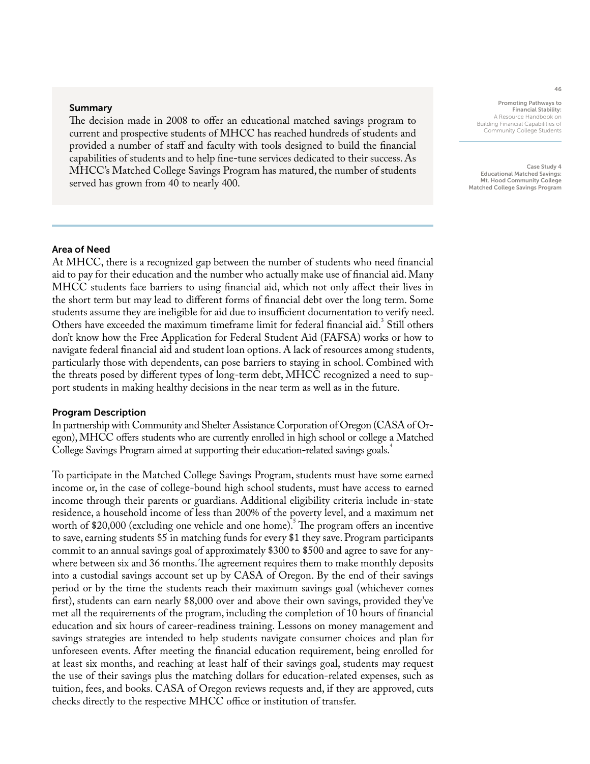### Summary

The decision made in 2008 to offer an educational matched savings program to current and prospective students of MHCC has reached hundreds of students and provided a number of staff and faculty with tools designed to build the financial capabilities of students and to help fine-tune services dedicated to their success. As MHCC's Matched College Savings Program has matured, the number of students served has grown from 40 to nearly 400.

### Area of Need

At MHCC, there is a recognized gap between the number of students who need financial aid to pay for their education and the number who actually make use of financial aid. Many MHCC students face barriers to using financial aid, which not only affect their lives in the short term but may lead to different forms of financial debt over the long term. Some students assume they are ineligible for aid due to insufficient documentation to verify need. Others have exceeded the maximum timeframe limit for federal financial aid.[3] Still others don't know how the Free Application for Federal Student Aid (FAFSA) works or how to navigate federal financial aid and student loan options. A lack of resources among students, particularly those with dependents, can pose barriers to staying in school. Combined with the threats posed by different types of long-term debt, MHCC recognized a need to support students in making healthy decisions in the near term as well as in the future.

### Program Description

In partnership with Community and Shelter Assistance Corporation of Oregon (CASA of Oregon), MHCC offers students who are currently enrolled in high school or college a Matched College Savings Program aimed at supporting their education-related savings goals.[4]

To participate in the Matched College Savings Program, students must have some earned income or, in the case of college-bound high school students, must have access to earned income through their parents or guardians. Additional eligibility criteria include in-state residence, a household income of less than 200% of the poverty level, and a maximum net worth of $20,000 (excluding one vehicle and one home).[5] The program offers an incentive to save, earning students $5 in matching funds for every $1 they save. Program participants commit to an annual savings goal of approximately $300 to $500 and agree to save for anywhere between six and 36 months. The agreement requires them to make monthly deposits into a custodial savings account set up by CASA of Oregon. By the end of their savings period or by the time the students reach their maximum savings goal (whichever comes first), students can earn nearly $8,000 over and above their own savings, provided they've met all the requirements of the program, including the completion of 10 hours of financial education and six hours of career-readiness training. Lessons on money management and savings strategies are intended to help students navigate consumer choices and plan for unforeseen events. After meeting the financial education requirement, being enrolled for at least six months, and reaching at least half of their savings goal, students may request the use of their savings plus the matching dollars for education-related expenses, such as tuition, fees, and books. CASA of Oregon reviews requests and, if they are approved, cuts checks directly to the respective MHCC office or institution of transfer.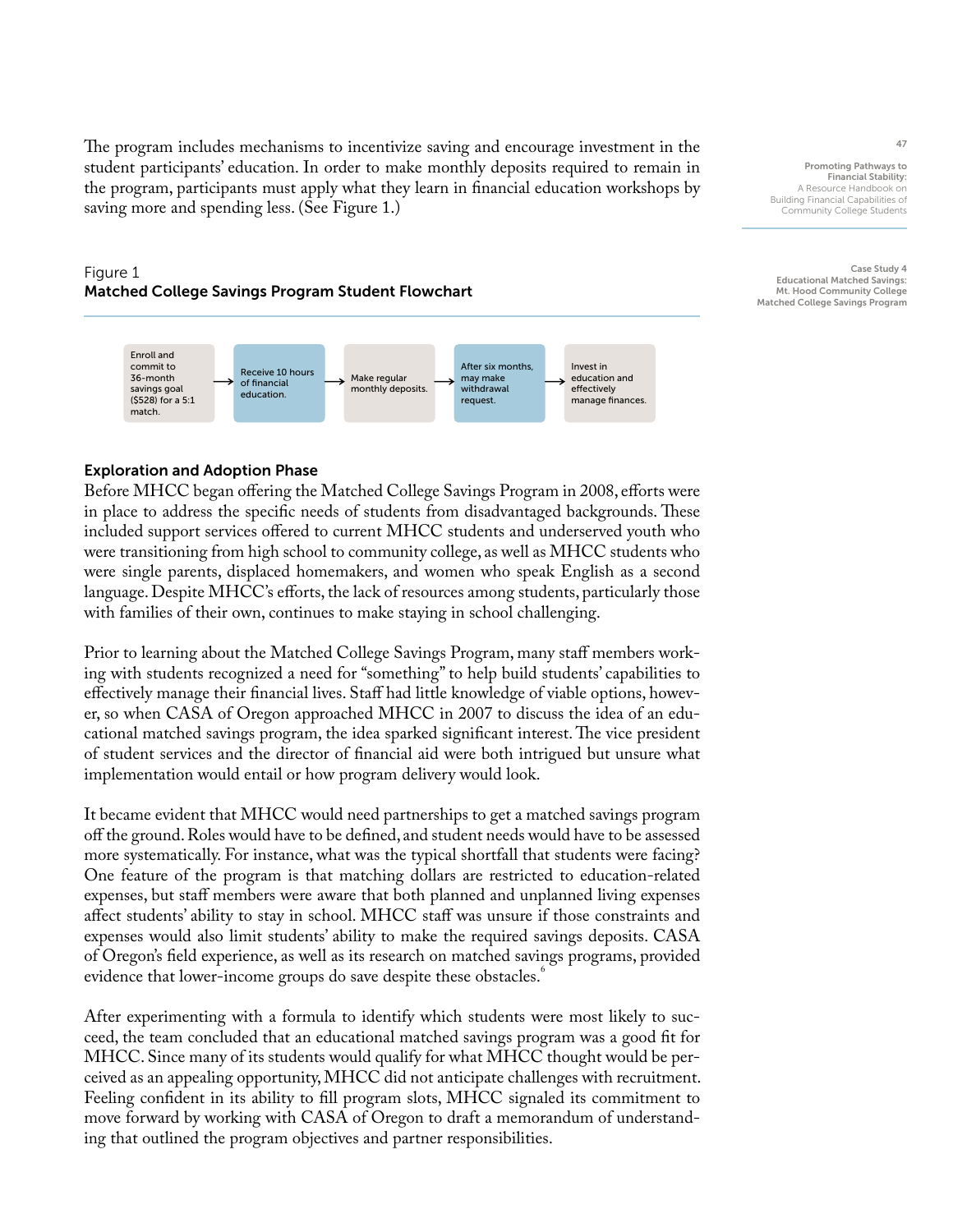The program includes mechanisms to incentivize saving and encourage investment in the student participants' education. In order to make monthly deposits required to remain in the program, participants must apply what they learn in financial education workshops by saving more and spending less. (See Figure 1.)

Figure 1
**Matched College Savings Program Student Flowchart**

Enroll and commit to 36-month savings goal ($528) for a 5:1 match. → Receive 10 hours of financial education. → Make regular monthly deposits. → After six months, may make withdrawal request. → Invest in education and effectively manage finances.

### Exploration and Adoption Phase

Before MHCC began offering the Matched College Savings Program in 2008, efforts were in place to address the specific needs of students from disadvantaged backgrounds. These included support services offered to current MHCC students and underserved youth who were transitioning from high school to community college, as well as MHCC students who were single parents, displaced homemakers, and women who speak English as a second language. Despite MHCC's efforts, the lack of resources among students, particularly those with families of their own, continues to make staying in school challenging.

Prior to learning about the Matched College Savings Program, many staff members working with students recognized a need for "something" to help build students' capabilities to effectively manage their financial lives. Staff had little knowledge of viable options, however, so when CASA of Oregon approached MHCC in 2007 to discuss the idea of an educational matched savings program, the idea sparked significant interest. The vice president of student services and the director of financial aid were both intrigued but unsure what implementation would entail or how program delivery would look.

It became evident that MHCC would need partnerships to get a matched savings program off the ground. Roles would have to be defined, and student needs would have to be assessed more systematically. For instance, what was the typical shortfall that students were facing? One feature of the program is that matching dollars are restricted to education-related expenses, but staff members were aware that both planned and unplanned living expenses affect students' ability to stay in school. MHCC staff was unsure if those constraints and expenses would also limit students' ability to make the required savings deposits. CASA of Oregon's field experience, as well as its research on matched savings programs, provided evidence that lower-income groups do save despite these obstacles.[6]

After experimenting with a formula to identify which students were most likely to succeed, the team concluded that an educational matched savings program was a good fit for MHCC. Since many of its students would qualify for what MHCC thought would be perceived as an appealing opportunity, MHCC did not anticipate challenges with recruitment. Feeling confident in its ability to fill program slots, MHCC signaled its commitment to move forward by working with CASA of Oregon to draft a memorandum of understanding that outlined the program objectives and partner responsibilities.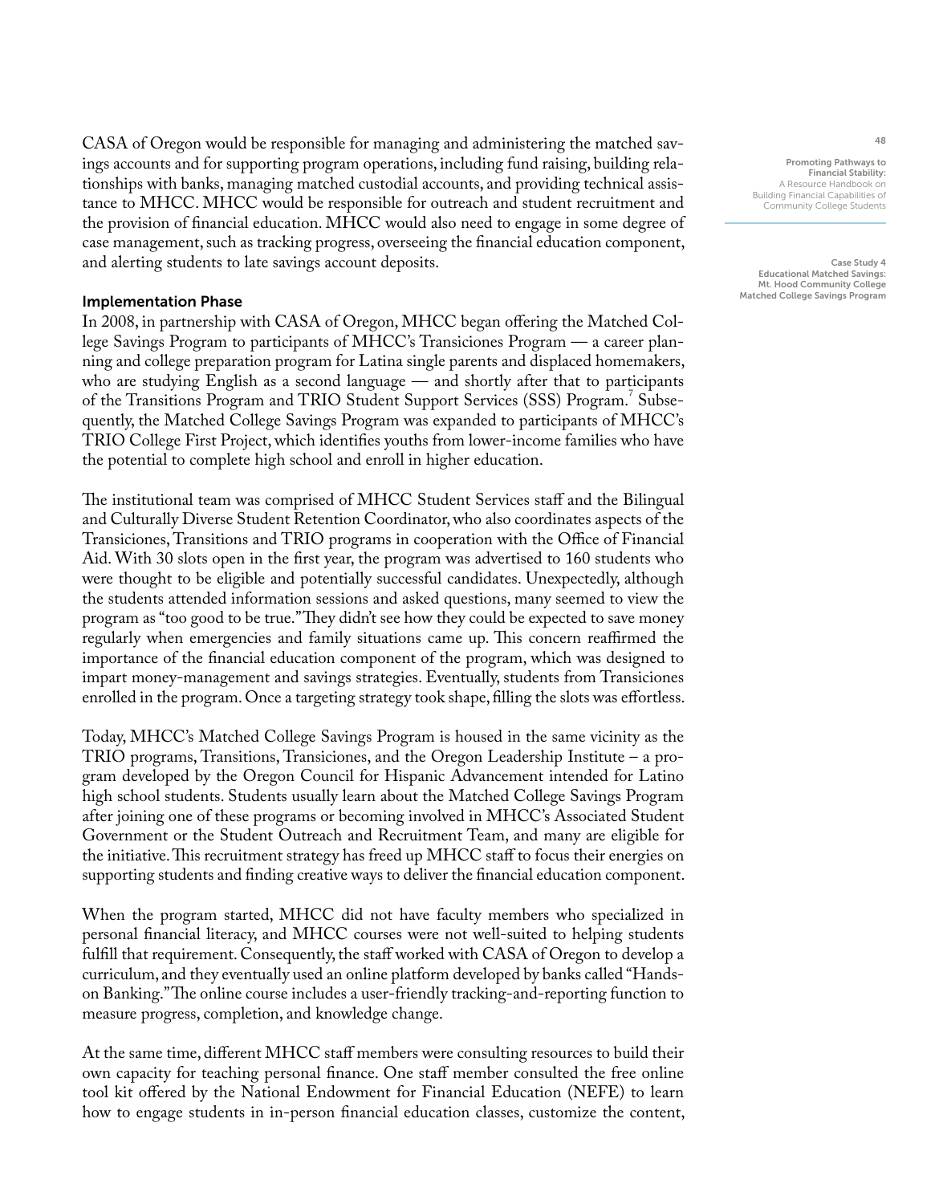CASA of Oregon would be responsible for managing and administering the matched savings accounts and for supporting program operations, including fund raising, building relationships with banks, managing matched custodial accounts, and providing technical assistance to MHCC. MHCC would be responsible for outreach and student recruitment and the provision of financial education. MHCC would also need to engage in some degree of case management, such as tracking progress, overseeing the financial education component, and alerting students to late savings account deposits.

### Implementation Phase

In 2008, in partnership with CASA of Oregon, MHCC began offering the Matched College Savings Program to participants of MHCC's Transiciones Program — a career planning and college preparation program for Latina single parents and displaced homemakers, who are studying English as a second language — and shortly after that to participants of the Transitions Program and TRIO Student Support Services (SSS) Program.[7] Subsequently, the Matched College Savings Program was expanded to participants of MHCC's TRIO College First Project, which identifies youths from lower-income families who have the potential to complete high school and enroll in higher education.

The institutional team was comprised of MHCC Student Services staff and the Bilingual and Culturally Diverse Student Retention Coordinator, who also coordinates aspects of the Transiciones, Transitions and TRIO programs in cooperation with the Office of Financial Aid. With 30 slots open in the first year, the program was advertised to 160 students who were thought to be eligible and potentially successful candidates. Unexpectedly, although the students attended information sessions and asked questions, many seemed to view the program as "too good to be true." They didn't see how they could be expected to save money regularly when emergencies and family situations came up. This concern reaffirmed the importance of the financial education component of the program, which was designed to impart money-management and savings strategies. Eventually, students from Transiciones enrolled in the program. Once a targeting strategy took shape, filling the slots was effortless.

Today, MHCC's Matched College Savings Program is housed in the same vicinity as the TRIO programs, Transitions, Transiciones, and the Oregon Leadership Institute – a program developed by the Oregon Council for Hispanic Advancement intended for Latino high school students. Students usually learn about the Matched College Savings Program after joining one of these programs or becoming involved in MHCC's Associated Student Government or the Student Outreach and Recruitment Team, and many are eligible for the initiative. This recruitment strategy has freed up MHCC staff to focus their energies on supporting students and finding creative ways to deliver the financial education component.

When the program started, MHCC did not have faculty members who specialized in personal financial literacy, and MHCC courses were not well-suited to helping students fulfill that requirement. Consequently, the staff worked with CASA of Oregon to develop a curriculum, and they eventually used an online platform developed by banks called "Hands-on Banking." The online course includes a user-friendly tracking-and-reporting function to measure progress, completion, and knowledge change.

At the same time, different MHCC staff members were consulting resources to build their own capacity for teaching personal finance. One staff member consulted the free online tool kit offered by the National Endowment for Financial Education (NEFE) to learn how to engage students in in-person financial education classes, customize the content,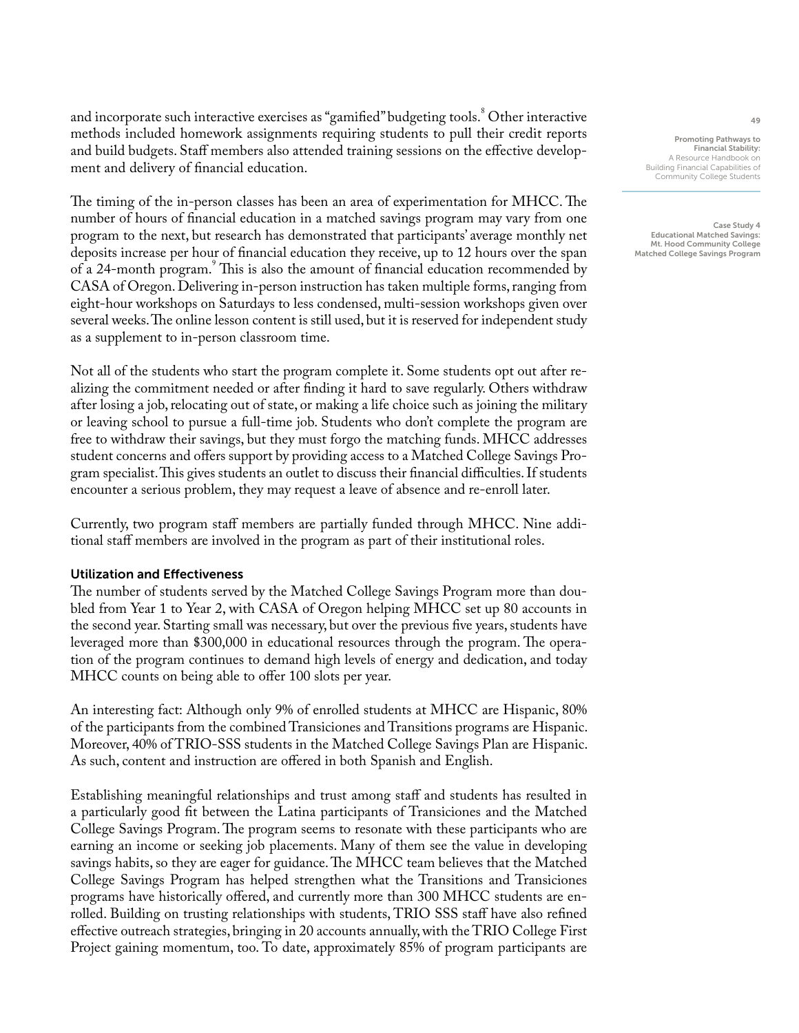and incorporate such interactive exercises as "gamified" budgeting tools.[8] Other interactive methods included homework assignments requiring students to pull their credit reports and build budgets. Staff members also attended training sessions on the effective development and delivery of financial education.

The timing of the in-person classes has been an area of experimentation for MHCC. The number of hours of financial education in a matched savings program may vary from one program to the next, but research has demonstrated that participants' average monthly net deposits increase per hour of financial education they receive, up to 12 hours over the span of a 24-month program.[9] This is also the amount of financial education recommended by CASA of Oregon. Delivering in-person instruction has taken multiple forms, ranging from eight-hour workshops on Saturdays to less condensed, multi-session workshops given over several weeks. The online lesson content is still used, but it is reserved for independent study as a supplement to in-person classroom time.

Not all of the students who start the program complete it. Some students opt out after realizing the commitment needed or after finding it hard to save regularly. Others withdraw after losing a job, relocating out of state, or making a life choice such as joining the military or leaving school to pursue a full-time job. Students who don't complete the program are free to withdraw their savings, but they must forgo the matching funds. MHCC addresses student concerns and offers support by providing access to a Matched College Savings Program specialist. This gives students an outlet to discuss their financial difficulties. If students encounter a serious problem, they may request a leave of absence and re-enroll later.

Currently, two program staff members are partially funded through MHCC. Nine additional staff members are involved in the program as part of their institutional roles.

### Utilization and Effectiveness

The number of students served by the Matched College Savings Program more than doubled from Year 1 to Year 2, with CASA of Oregon helping MHCC set up 80 accounts in the second year. Starting small was necessary, but over the previous five years, students have leveraged more than $300,000 in educational resources through the program. The operation of the program continues to demand high levels of energy and dedication, and today MHCC counts on being able to offer 100 slots per year.

An interesting fact: Although only 9% of enrolled students at MHCC are Hispanic, 80% of the participants from the combined Transiciones and Transitions programs are Hispanic. Moreover, 40% of TRIO-SSS students in the Matched College Savings Plan are Hispanic. As such, content and instruction are offered in both Spanish and English.

Establishing meaningful relationships and trust among staff and students has resulted in a particularly good fit between the Latina participants of Transiciones and the Matched College Savings Program. The program seems to resonate with these participants who are earning an income or seeking job placements. Many of them see the value in developing savings habits, so they are eager for guidance. The MHCC team believes that the Matched College Savings Program has helped strengthen what the Transitions and Transiciones programs have historically offered, and currently more than 300 MHCC students are enrolled. Building on trusting relationships with students, TRIO SSS staff have also refined effective outreach strategies, bringing in 20 accounts annually, with the TRIO College First Project gaining momentum, too. To date, approximately 85% of program participants are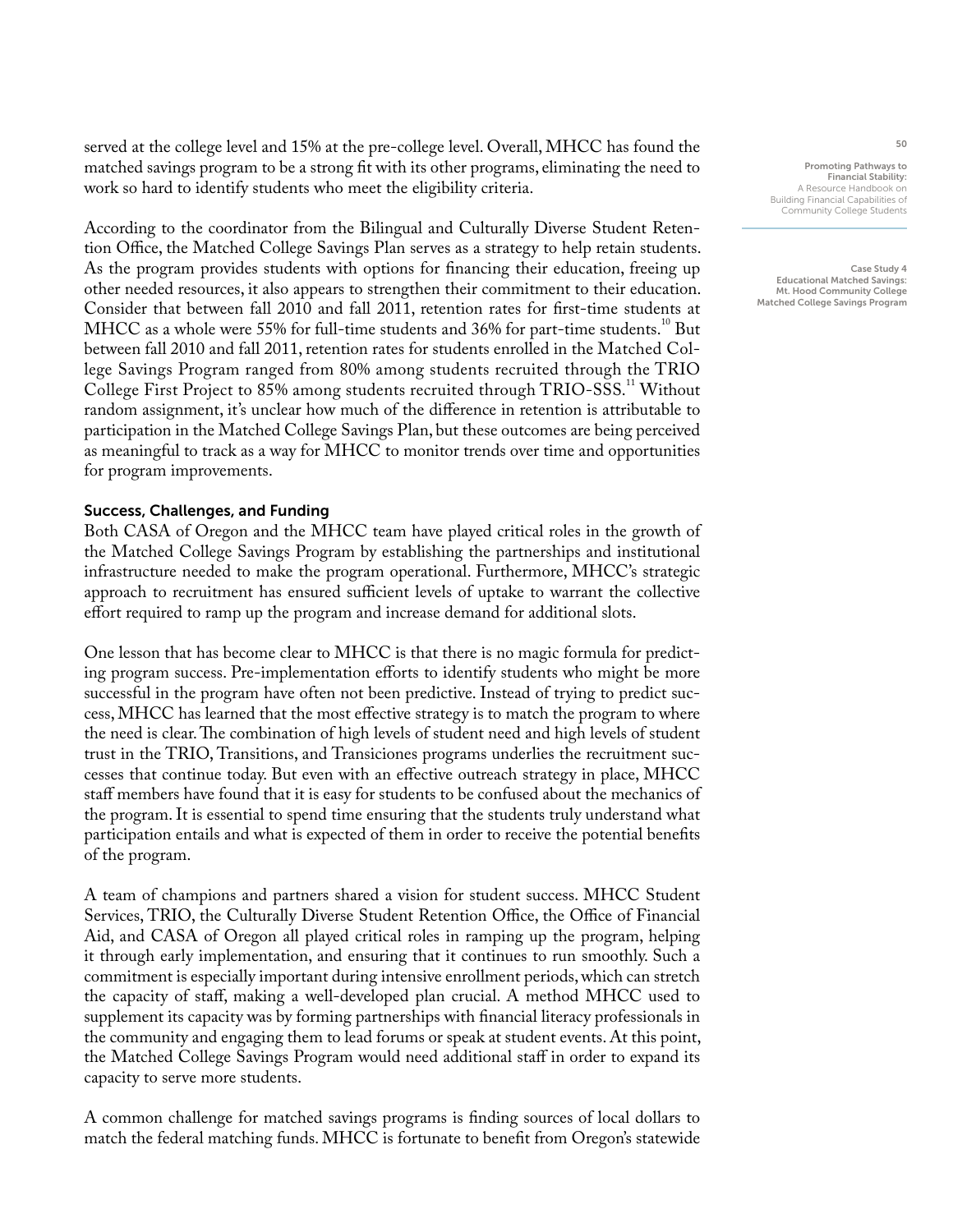served at the college level and 15% at the pre-college level. Overall, MHCC has found the matched savings program to be a strong fit with its other programs, eliminating the need to work so hard to identify students who meet the eligibility criteria.

According to the coordinator from the Bilingual and Culturally Diverse Student Retention Office, the Matched College Savings Plan serves as a strategy to help retain students. As the program provides students with options for financing their education, freeing up other needed resources, it also appears to strengthen their commitment to their education. Consider that between fall 2010 and fall 2011, retention rates for first-time students at MHCC as a whole were 55% for full-time students and 36% for part-time students.[10] But between fall 2010 and fall 2011, retention rates for students enrolled in the Matched College Savings Program ranged from 80% among students recruited through the TRIO College First Project to 85% among students recruited through TRIO-SSS.[11] Without random assignment, it's unclear how much of the difference in retention is attributable to participation in the Matched College Savings Plan, but these outcomes are being perceived as meaningful to track as a way for MHCC to monitor trends over time and opportunities for program improvements.

### Success, Challenges, and Funding

Both CASA of Oregon and the MHCC team have played critical roles in the growth of the Matched College Savings Program by establishing the partnerships and institutional infrastructure needed to make the program operational. Furthermore, MHCC's strategic approach to recruitment has ensured sufficient levels of uptake to warrant the collective effort required to ramp up the program and increase demand for additional slots.

One lesson that has become clear to MHCC is that there is no magic formula for predicting program success. Pre-implementation efforts to identify students who might be more successful in the program have often not been predictive. Instead of trying to predict success, MHCC has learned that the most effective strategy is to match the program to where the need is clear. The combination of high levels of student need and high levels of student trust in the TRIO, Transitions, and Transiciones programs underlies the recruitment successes that continue today. But even with an effective outreach strategy in place, MHCC staff members have found that it is easy for students to be confused about the mechanics of the program. It is essential to spend time ensuring that the students truly understand what participation entails and what is expected of them in order to receive the potential benefits of the program.

A team of champions and partners shared a vision for student success. MHCC Student Services, TRIO, the Culturally Diverse Student Retention Office, the Office of Financial Aid, and CASA of Oregon all played critical roles in ramping up the program, helping it through early implementation, and ensuring that it continues to run smoothly. Such a commitment is especially important during intensive enrollment periods, which can stretch the capacity of staff, making a well-developed plan crucial. A method MHCC used to supplement its capacity was by forming partnerships with financial literacy professionals in the community and engaging them to lead forums or speak at student events. At this point, the Matched College Savings Program would need additional staff in order to expand its capacity to serve more students.

A common challenge for matched savings programs is finding sources of local dollars to match the federal matching funds. MHCC is fortunate to benefit from Oregon's statewide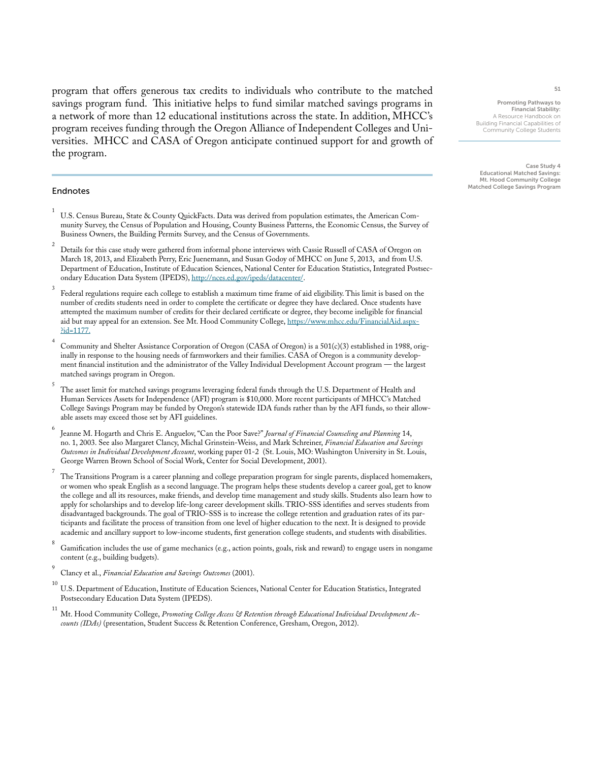program that offers generous tax credits to individuals who contribute to the matched savings program fund. This initiative helps to fund similar matched savings programs in a network of more than 12 educational institutions across the state. In addition, MHCC's program receives funding through the Oregon Alliance of Independent Colleges and Universities. MHCC and CASA of Oregon anticipate continued support for and growth of the program.

## Endnotes

1. U.S. Census Bureau, State & County QuickFacts. Data was derived from population estimates, the American Community Survey, the Census of Population and Housing, County Business Patterns, the Economic Census, the Survey of Business Owners, the Building Permits Survey, and the Census of Governments.

2. Details for this case study were gathered from informal phone interviews with Cassie Russell of CASA of Oregon on March 18, 2013, and Elizabeth Perry, Eric Juenemann, and Susan Godoy of MHCC on June 5, 2013, and from U.S. Department of Education, Institute of Education Sciences, National Center for Education Statistics, Integrated Postsecondary Education Data System (IPEDS), [http://nces.ed.gov/ipeds/datacenter/](http://nces.ed.gov/ipeds/datacenter/).

3. Federal regulations require each college to establish a maximum time frame of aid eligibility. This limit is based on the number of credits students need in order to complete the certificate or degree they have declared. Once students have attempted the maximum number of credits for their declared certificate or degree, they become ineligible for financial aid but may appeal for an extension. See Mt. Hood Community College, [https://www.mhcc.edu/FinancialAid.aspx?id=1177.](https://www.mhcc.edu/FinancialAid.aspx?id=1177)

4. Community and Shelter Assistance Corporation of Oregon (CASA of Oregon) is a 501(c)(3) established in 1988, originally in response to the housing needs of farmworkers and their families. CASA of Oregon is a community development financial institution and the administrator of the Valley Individual Development Account program — the largest matched savings program in Oregon.

5. The asset limit for matched savings programs leveraging federal funds through the U.S. Department of Health and Human Services Assets for Independence (AFI) program is $10,000. More recent participants of MHCC's Matched College Savings Program may be funded by Oregon's statewide IDA funds rather than by the AFI funds, so their allowable assets may exceed those set by AFI guidelines.

6. Jeanne M. Hogarth and Chris E. Anguelov, "Can the Poor Save?" *Journal of Financial Counseling and Planning* 14, no. 1, 2003. See also Margaret Clancy, Michal Grinstein-Weiss, and Mark Schreiner, *Financial Education and Savings Outcomes in Individual Development Account*, working paper 01-2 (St. Louis, MO: Washington University in St. Louis, George Warren Brown School of Social Work, Center for Social Development, 2001).

7. The Transitions Program is a career planning and college preparation program for single parents, displaced homemakers, or women who speak English as a second language. The program helps these students develop a career goal, get to know the college and all its resources, make friends, and develop time management and study skills. Students also learn how to apply for scholarships and to develop life-long career development skills. TRIO-SSS identifies and serves students from disadvantaged backgrounds. The goal of TRIO-SSS is to increase the college retention and graduation rates of its participants and facilitate the process of transition from one level of higher education to the next. It is designed to provide academic and ancillary support to low-income students, first generation college students, and students with disabilities.

8. Gamification includes the use of game mechanics (e.g., action points, goals, risk and reward) to engage users in nongame content (e.g., building budgets).

9. Clancy et al., *Financial Education and Savings Outcomes* (2001).

10. U.S. Department of Education, Institute of Education Sciences, National Center for Education Statistics, Integrated Postsecondary Education Data System (IPEDS).

11. Mt. Hood Community College, *Promoting College Access & Retention through Educational Individual Development Accounts (IDAs)* (presentation, Student Success & Retention Conference, Gresham, Oregon, 2012).